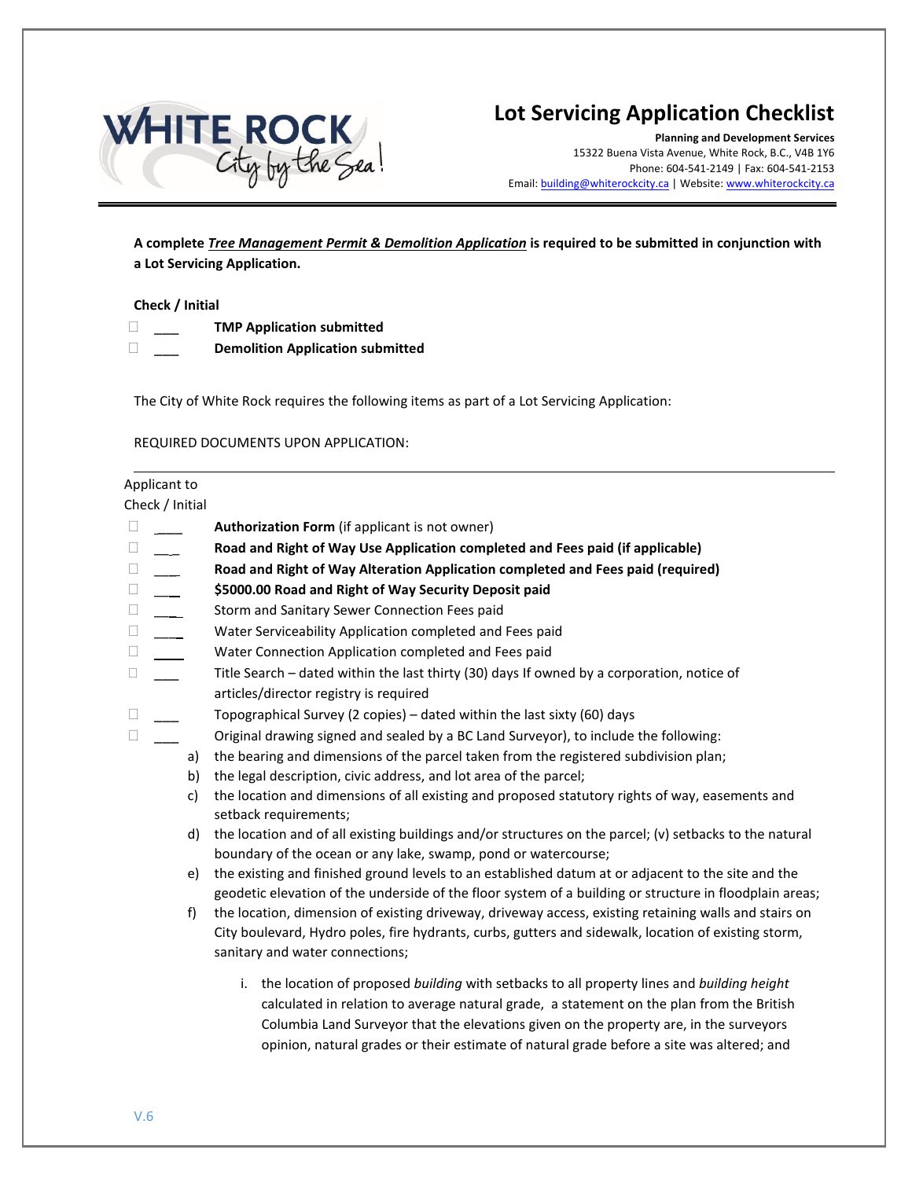WHITE ROCK
City by the Sea!

# Lot Servicing Application Checklist

**Planning and Development Services**
15322 Buena Vista Avenue, White Rock, B.C., V4B 1Y6
Phone: 604-541-2149 | Fax: 604-541-2153
Email: building@whiterockcity.ca | Website: www.whiterockcity.ca

**A complete *Tree Management Permit & Demolition Application* is required to be submitted in conjunction with a Lot Servicing Application.**

**Check / Initial**

- ☐ ___ **TMP Application submitted**
- ☐ ___ **Demolition Application submitted**

The City of White Rock requires the following items as part of a Lot Servicing Application:

REQUIRED DOCUMENTS UPON APPLICATION:

Applicant to Check / Initial

- ☐ ___ **Authorization Form** (if applicant is not owner)
- ☐ ___ **Road and Right of Way Use Application completed and Fees paid (if applicable)**
- ☐ ___ **Road and Right of Way Alteration Application completed and Fees paid (required)**
- ☐ ___ **$5000.00 Road and Right of Way Security Deposit paid**
- ☐ ___ Storm and Sanitary Sewer Connection Fees paid
- ☐ ___ Water Serviceability Application completed and Fees paid
- ☐ ___ Water Connection Application completed and Fees paid
- ☐ ___ Title Search – dated within the last thirty (30) days If owned by a corporation, notice of articles/director registry is required
- ☐ ___ Topographical Survey (2 copies) – dated within the last sixty (60) days
- ☐ ___ Original drawing signed and sealed by a BC Land Surveyor), to include the following:
  a) the bearing and dimensions of the parcel taken from the registered subdivision plan;
  b) the legal description, civic address, and lot area of the parcel;
  c) the location and dimensions of all existing and proposed statutory rights of way, easements and setback requirements;
  d) the location and of all existing buildings and/or structures on the parcel; (v) setbacks to the natural boundary of the ocean or any lake, swamp, pond or watercourse;
  e) the existing and finished ground levels to an established datum at or adjacent to the site and the geodetic elevation of the underside of the floor system of a building or structure in floodplain areas;
  f) the location, dimension of existing driveway, driveway access, existing retaining walls and stairs on City boulevard, Hydro poles, fire hydrants, curbs, gutters and sidewalk, location of existing storm, sanitary and water connections;

     i. the location of proposed *building* with setbacks to all property lines and *building height* calculated in relation to average natural grade, a statement on the plan from the British Columbia Land Surveyor that the elevations given on the property are, in the surveyors opinion, natural grades or their estimate of natural grade before a site was altered; and

V.6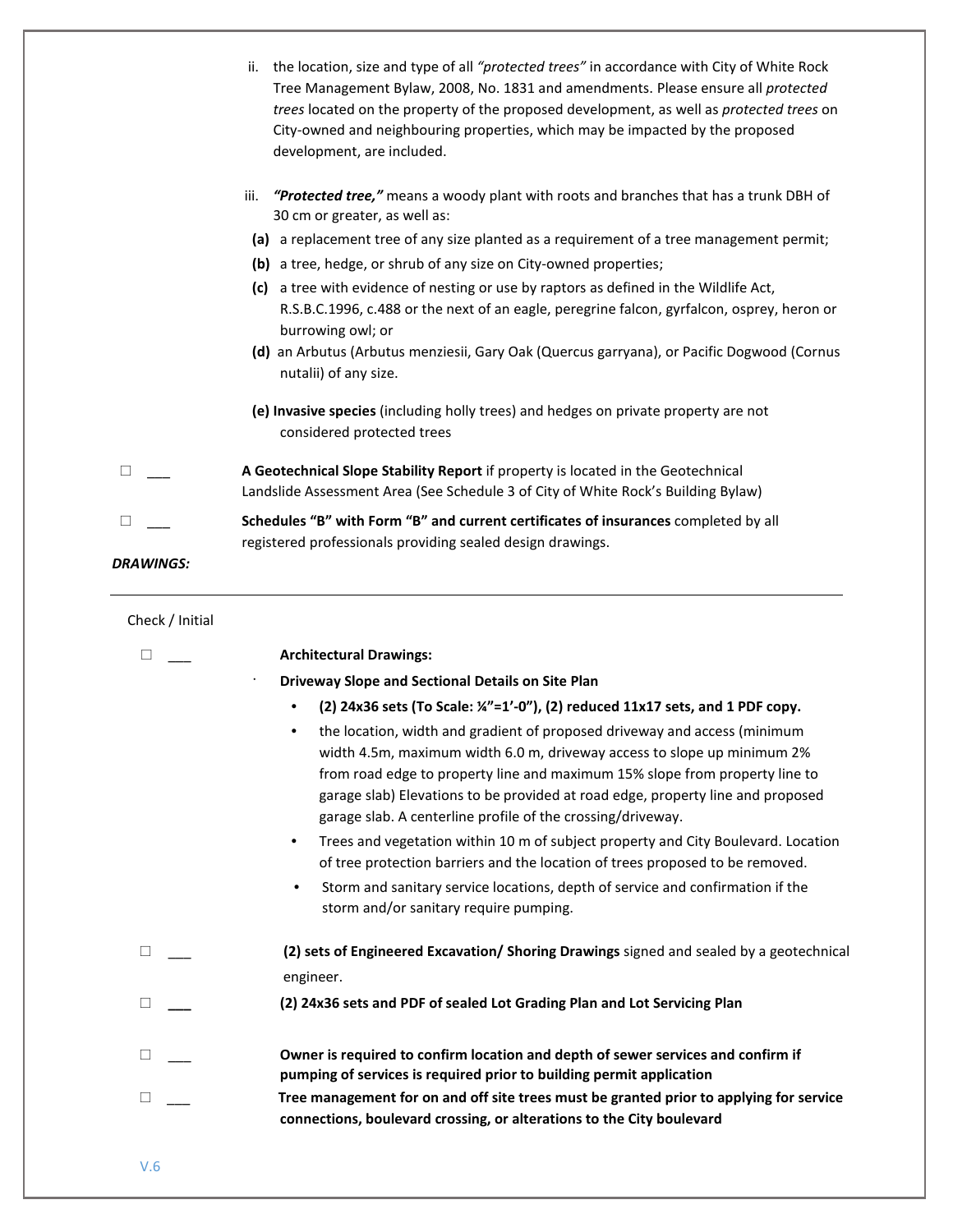ii. the location, size and type of all *"protected trees"* in accordance with City of White Rock Tree Management Bylaw, 2008, No. 1831 and amendments. Please ensure all *protected trees* located on the property of the proposed development, as well as *protected trees* on City-owned and neighbouring properties, which may be impacted by the proposed development, are included.

iii. ***"Protected tree,"*** means a woody plant with roots and branches that has a trunk DBH of 30 cm or greater, as well as:

**(a)** a replacement tree of any size planted as a requirement of a tree management permit;

**(b)** a tree, hedge, or shrub of any size on City-owned properties;

**(c)** a tree with evidence of nesting or use by raptors as defined in the Wildlife Act, R.S.B.C.1996, c.488 or the next of an eagle, peregrine falcon, gyrfalcon, osprey, heron or burrowing owl; or

**(d)** an Arbutus (Arbutus menziesii, Gary Oak (Quercus garryana), or Pacific Dogwood (Cornus nutalii) of any size.

**(e) Invasive species** (including holly trees) and hedges on private property are not considered protected trees

☐ ___ **A Geotechnical Slope Stability Report** if property is located in the Geotechnical Landslide Assessment Area (See Schedule 3 of City of White Rock's Building Bylaw)

☐ ___ **Schedules "B" with Form "B" and current certificates of insurances** completed by all registered professionals providing sealed design drawings.

***DRAWINGS:***

---

Check / Initial

☐ ___ **Architectural Drawings:**

**Driveway Slope and Sectional Details on Site Plan**

- **(2) 24x36 sets (To Scale: ¼"=1'-0"), (2) reduced 11x17 sets, and 1 PDF copy.**
- the location, width and gradient of proposed driveway and access (minimum width 4.5m, maximum width 6.0 m, driveway access to slope up minimum 2% from road edge to property line and maximum 15% slope from property line to garage slab) Elevations to be provided at road edge, property line and proposed garage slab. A centerline profile of the crossing/driveway.
- Trees and vegetation within 10 m of subject property and City Boulevard. Location of tree protection barriers and the location of trees proposed to be removed.
- Storm and sanitary service locations, depth of service and confirmation if the storm and/or sanitary require pumping.

☐ ___ **(2) sets of Engineered Excavation/ Shoring Drawings** signed and sealed by a geotechnical engineer.

☐ ___ **(2) 24x36 sets and PDF of sealed Lot Grading Plan and Lot Servicing Plan**

☐ ___ **Owner is required to confirm location and depth of sewer services and confirm if pumping of services is required prior to building permit application**

☐ ___ **Tree management for on and off site trees must be granted prior to applying for service connections, boulevard crossing, or alterations to the City boulevard**

V.6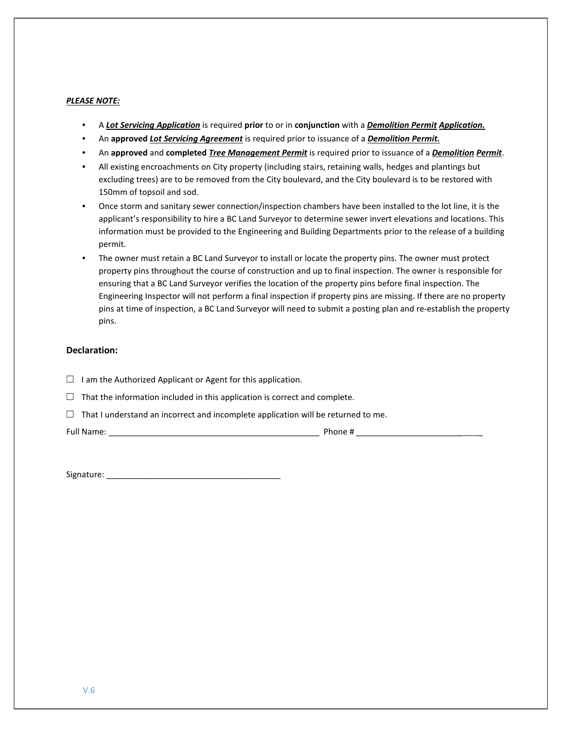***PLEASE NOTE:***

- A ***Lot Servicing Application*** is required **prior** to or in **conjunction** with a ***Demolition Permit Application.***
- An **approved** ***Lot Servicing Agreement*** is required prior to issuance of a ***Demolition Permit.***
- An **approved** and **completed** ***Tree Management Permit*** is required prior to issuance of a ***Demolition Permit***.
- All existing encroachments on City property (including stairs, retaining walls, hedges and plantings but excluding trees) are to be removed from the City boulevard, and the City boulevard is to be restored with 150mm of topsoil and sod.
- Once storm and sanitary sewer connection/inspection chambers have been installed to the lot line, it is the applicant's responsibility to hire a BC Land Surveyor to determine sewer invert elevations and locations. This information must be provided to the Engineering and Building Departments prior to the release of a building permit.
- The owner must retain a BC Land Surveyor to install or locate the property pins. The owner must protect property pins throughout the course of construction and up to final inspection. The owner is responsible for ensuring that a BC Land Surveyor verifies the location of the property pins before final inspection. The Engineering Inspector will not perform a final inspection if property pins are missing. If there are no property pins at time of inspection, a BC Land Surveyor will need to submit a posting plan and re-establish the property pins.

### Declaration:

☐ I am the Authorized Applicant or Agent for this application.

☐ That the information included in this application is correct and complete.

☐ That I understand an incorrect and incomplete application will be returned to me.

Full Name: _______________________________________________ Phone # ____________________________

Signature: _______________________________________

V.6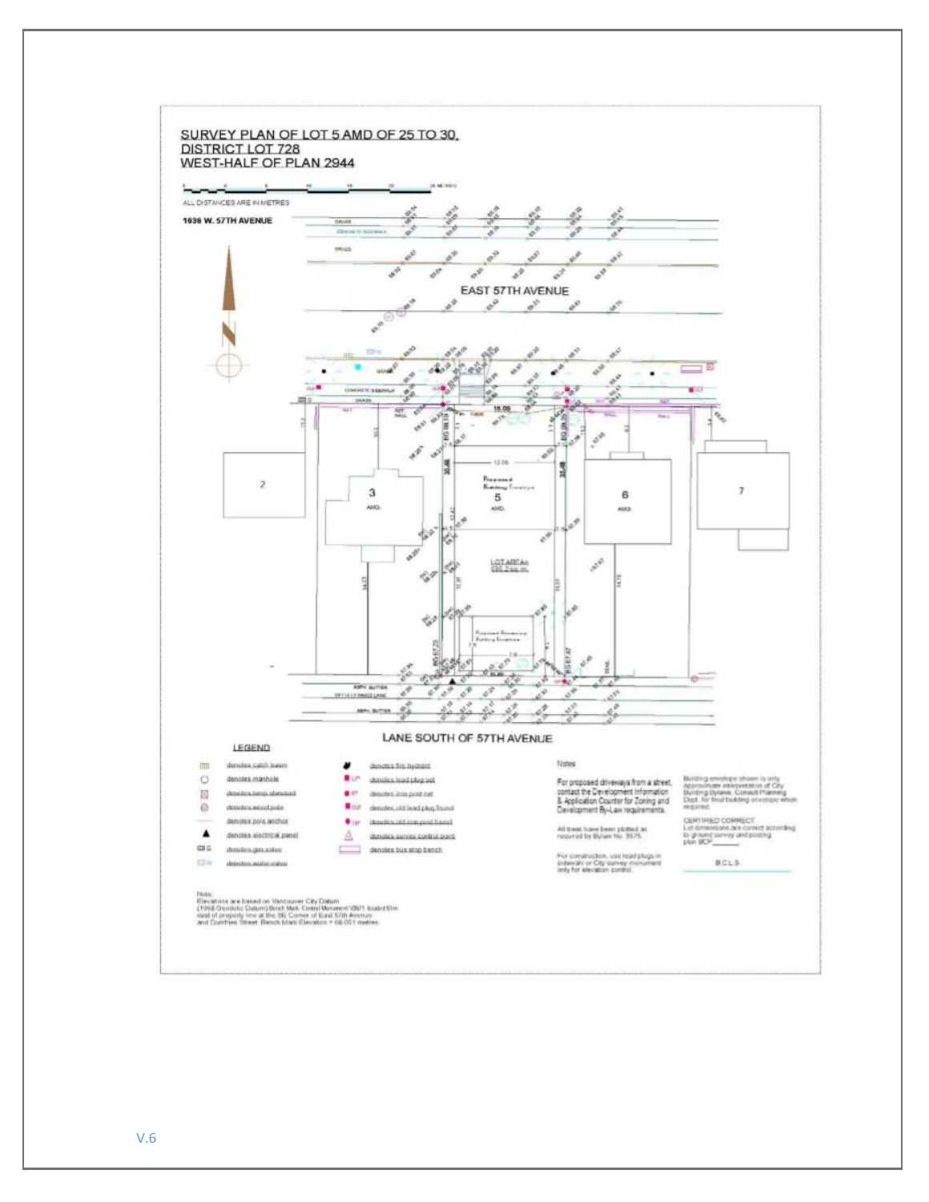## SURVEY PLAN OF LOT 5 AMD OF 25 TO 30, DISTRICT LOT 728 WEST-HALF OF PLAN 2944

ALL DISTANCES ARE IN METRES

**1636 W. 57TH AVENUE**

EAST 57TH AVENUE

LANE SOUTH OF 57TH AVENUE

### LEGEND

- denotes catch basin
- denotes manhole
- denotes lamp standard
- denotes wood pole
- denotes pole anchor
- denotes electrical panel
- denotes gas valve
- denotes water valve
- denotes fire hydrant
- denotes lead plug set
- denotes iron post set
- denotes old lead plug found
- denotes old iron post found
- denotes survey control point
- denotes bus stop bench

### Notes

For proposed driveways from a street, contact the Development Information & Application Counter for Zoning and Development By-Law requirements.

All trees have been plotted as required by Bylaw No. 9575.

For construction, use lead plugs in sidewalk or City survey monument only for elevation control.

Building envelope shown is only approximate interpretation of City Building Bylaws. Consult Planning Dept. for final building envelope when required.

CERTIFIED CORRECT:
Lot dimensions are correct according to ground survey and posting plan BCP\_\_\_\_\_\_

B.C.L.S.

Note:
Elevations are based on Vancouver City Datum (1958 Geodetic Datum) Bench Mark Control Monument V8671 located 51m east of property line at the SE Corner of East 57th Avenue and Dumfries Street. Bench Mark Elevation = 68.051 metres.

V.6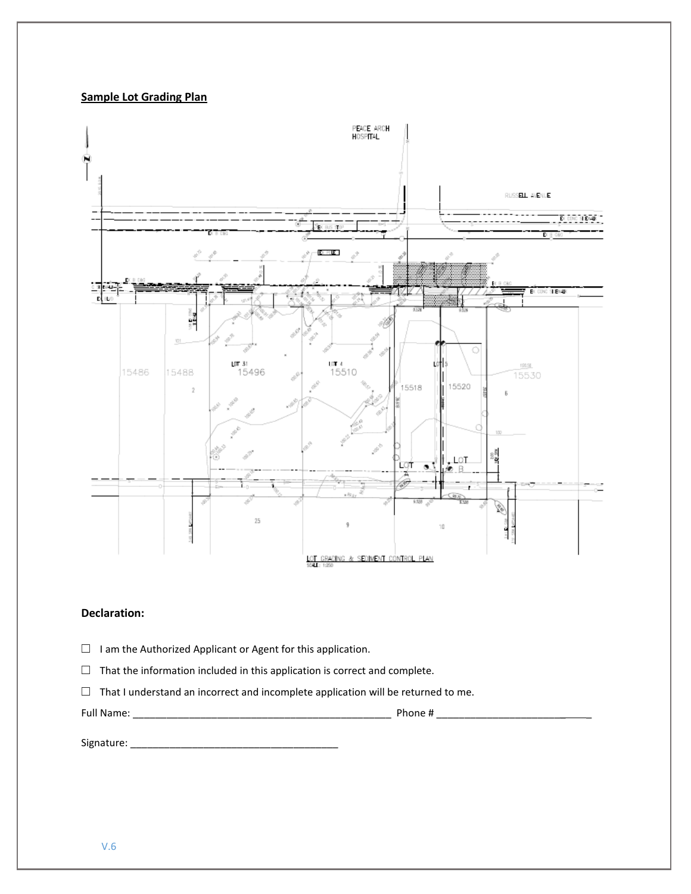**Sample Lot Grading Plan**

PEACE ARCH HOSPITAL

RUSSELL AVENUE

LOT 31
15496

LOT 4
15510

LOT 5

15486

15488

15518

15520

15530

LOT A

LOT B

2

6

25

9

10

LOT GRADING & SEDIMENT CONTROL PLAN
SCALE: 1:250

### Declaration:

☐ I am the Authorized Applicant or Agent for this application.

☐ That the information included in this application is correct and complete.

☐ That I understand an incorrect and incomplete application will be returned to me.

Full Name: ______________________________________________ Phone # ____________________________

Signature: ______________________________________

V.6